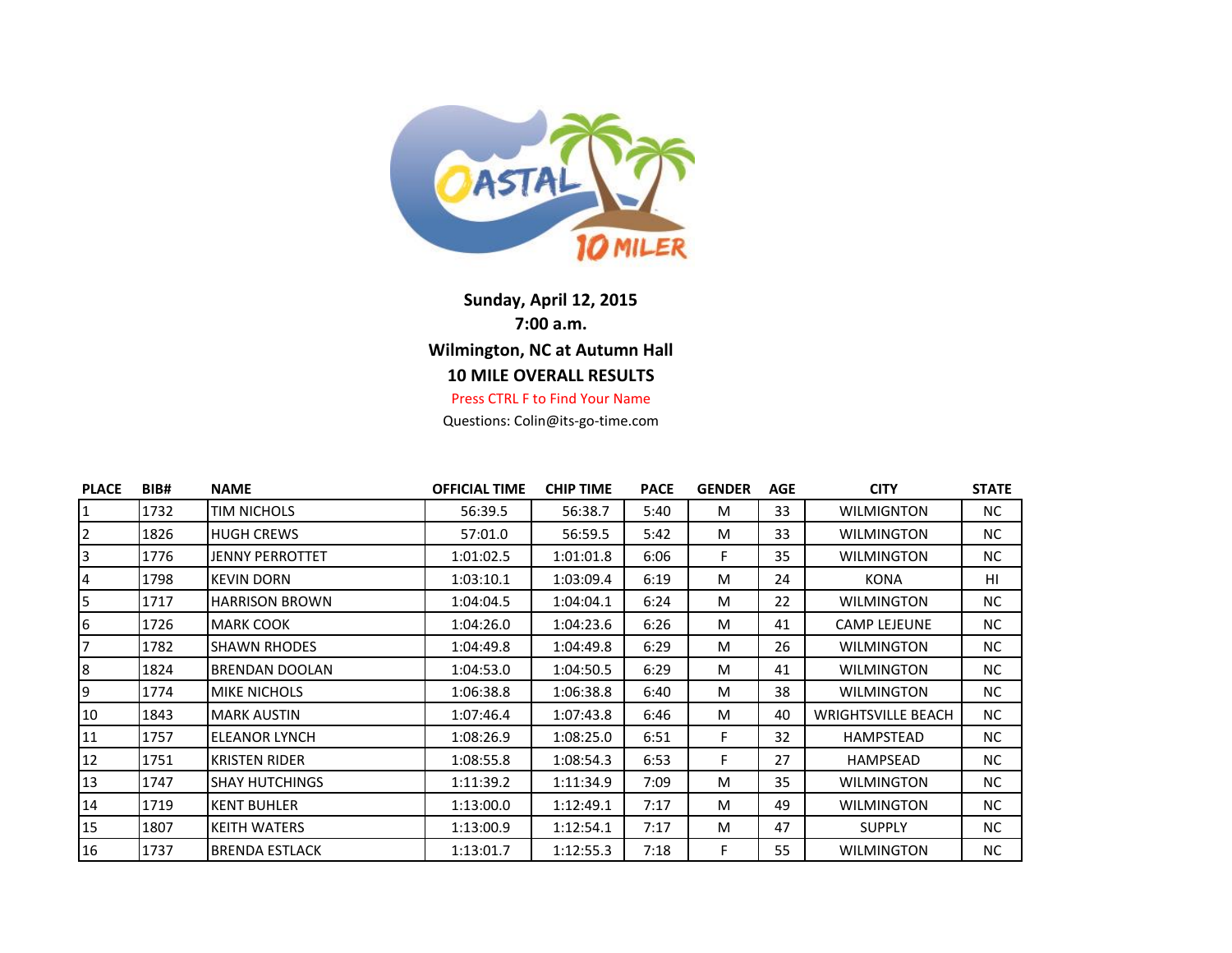**Sunday, April 12, 2015**

**7:00 a.m.**

**Wilmington, NC at Autumn Hall**

**10 MILE OVERALL RESULTS**

Press CTRL F to Find Your Name

Questions: Colin@its-go-time.com

| PLACE | BIB# | NAME | OFFICIAL TIME | CHIP TIME | PACE | GENDER | AGE | CITY | STATE |
|---|---|---|---|---|---|---|---|---|---|
| 1 | 1732 | TIM NICHOLS | 56:39.5 | 56:38.7 | 5:40 | M | 33 | WILMIGNTON | NC |
| 2 | 1826 | HUGH CREWS | 57:01.0 | 56:59.5 | 5:42 | M | 33 | WILMINGTON | NC |
| 3 | 1776 | JENNY PERROTTET | 1:01:02.5 | 1:01:01.8 | 6:06 | F | 35 | WILMINGTON | NC |
| 4 | 1798 | KEVIN DORN | 1:03:10.1 | 1:03:09.4 | 6:19 | M | 24 | KONA | HI |
| 5 | 1717 | HARRISON BROWN | 1:04:04.5 | 1:04:04.1 | 6:24 | M | 22 | WILMINGTON | NC |
| 6 | 1726 | MARK COOK | 1:04:26.0 | 1:04:23.6 | 6:26 | M | 41 | CAMP LEJEUNE | NC |
| 7 | 1782 | SHAWN RHODES | 1:04:49.8 | 1:04:49.8 | 6:29 | M | 26 | WILMINGTON | NC |
| 8 | 1824 | BRENDAN DOOLAN | 1:04:53.0 | 1:04:50.5 | 6:29 | M | 41 | WILMINGTON | NC |
| 9 | 1774 | MIKE NICHOLS | 1:06:38.8 | 1:06:38.8 | 6:40 | M | 38 | WILMINGTON | NC |
| 10 | 1843 | MARK AUSTIN | 1:07:46.4 | 1:07:43.8 | 6:46 | M | 40 | WRIGHTSVILLE BEACH | NC |
| 11 | 1757 | ELEANOR LYNCH | 1:08:26.9 | 1:08:25.0 | 6:51 | F | 32 | HAMPSTEAD | NC |
| 12 | 1751 | KRISTEN RIDER | 1:08:55.8 | 1:08:54.3 | 6:53 | F | 27 | HAMPSEAD | NC |
| 13 | 1747 | SHAY HUTCHINGS | 1:11:39.2 | 1:11:34.9 | 7:09 | M | 35 | WILMINGTON | NC |
| 14 | 1719 | KENT BUHLER | 1:13:00.0 | 1:12:49.1 | 7:17 | M | 49 | WILMINGTON | NC |
| 15 | 1807 | KEITH WATERS | 1:13:00.9 | 1:12:54.1 | 7:17 | M | 47 | SUPPLY | NC |
| 16 | 1737 | BRENDA ESTLACK | 1:13:01.7 | 1:12:55.3 | 7:18 | F | 55 | WILMINGTON | NC |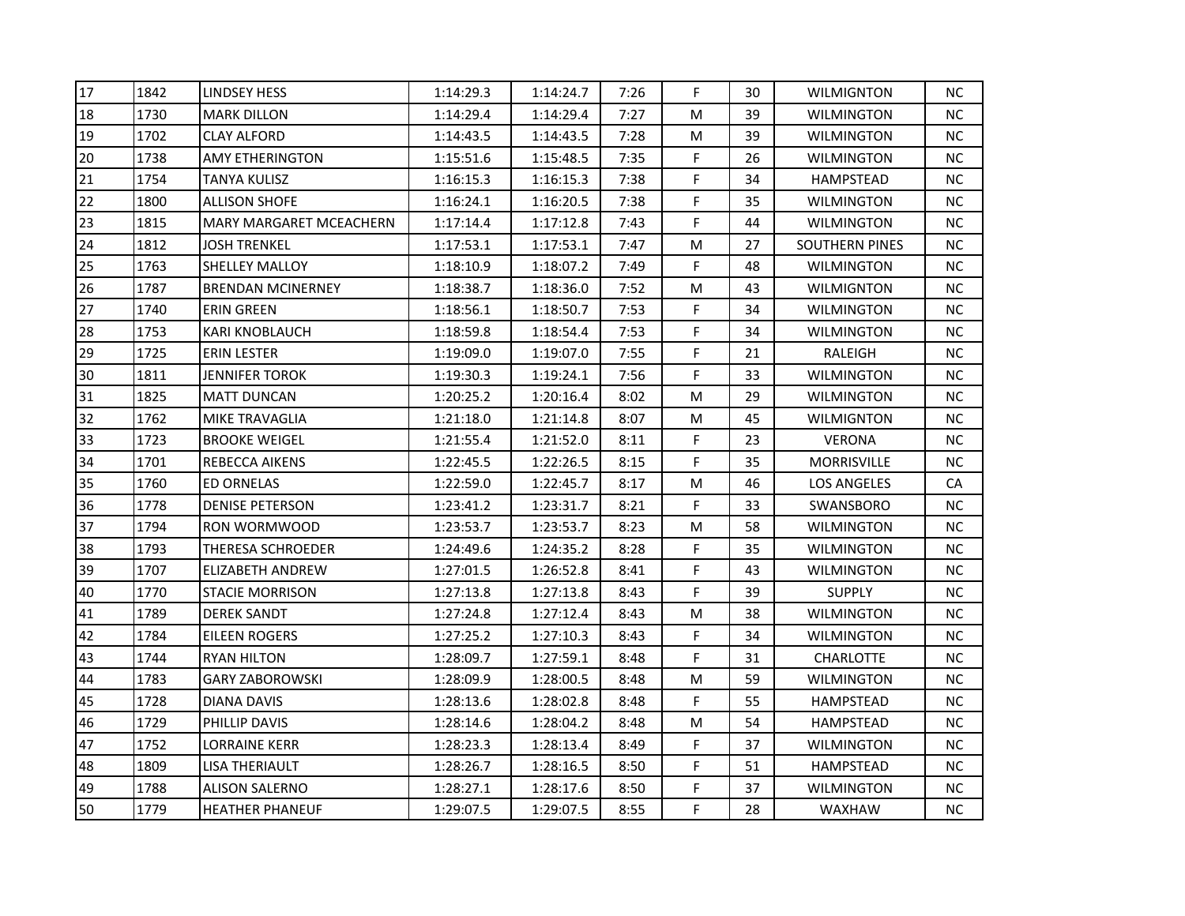| | | | | | | | | | |
|---|---|---|---|---|---|---|---|---|---|
| 17 | 1842 | LINDSEY HESS | 1:14:29.3 | 1:14:24.7 | 7:26 | F | 30 | WILMIGNTON | NC |
| 18 | 1730 | MARK DILLON | 1:14:29.4 | 1:14:29.4 | 7:27 | M | 39 | WILMINGTON | NC |
| 19 | 1702 | CLAY ALFORD | 1:14:43.5 | 1:14:43.5 | 7:28 | M | 39 | WILMINGTON | NC |
| 20 | 1738 | AMY ETHERINGTON | 1:15:51.6 | 1:15:48.5 | 7:35 | F | 26 | WILMINGTON | NC |
| 21 | 1754 | TANYA KULISZ | 1:16:15.3 | 1:16:15.3 | 7:38 | F | 34 | HAMPSTEAD | NC |
| 22 | 1800 | ALLISON SHOFE | 1:16:24.1 | 1:16:20.5 | 7:38 | F | 35 | WILMINGTON | NC |
| 23 | 1815 | MARY MARGARET MCEACHERN | 1:17:14.4 | 1:17:12.8 | 7:43 | F | 44 | WILMINGTON | NC |
| 24 | 1812 | JOSH TRENKEL | 1:17:53.1 | 1:17:53.1 | 7:47 | M | 27 | SOUTHERN PINES | NC |
| 25 | 1763 | SHELLEY MALLOY | 1:18:10.9 | 1:18:07.2 | 7:49 | F | 48 | WILMINGTON | NC |
| 26 | 1787 | BRENDAN MCINERNEY | 1:18:38.7 | 1:18:36.0 | 7:52 | M | 43 | WILMIGNTON | NC |
| 27 | 1740 | ERIN GREEN | 1:18:56.1 | 1:18:50.7 | 7:53 | F | 34 | WILMINGTON | NC |
| 28 | 1753 | KARI KNOBLAUCH | 1:18:59.8 | 1:18:54.4 | 7:53 | F | 34 | WILMINGTON | NC |
| 29 | 1725 | ERIN LESTER | 1:19:09.0 | 1:19:07.0 | 7:55 | F | 21 | RALEIGH | NC |
| 30 | 1811 | JENNIFER TOROK | 1:19:30.3 | 1:19:24.1 | 7:56 | F | 33 | WILMINGTON | NC |
| 31 | 1825 | MATT DUNCAN | 1:20:25.2 | 1:20:16.4 | 8:02 | M | 29 | WILMINGTON | NC |
| 32 | 1762 | MIKE TRAVAGLIA | 1:21:18.0 | 1:21:14.8 | 8:07 | M | 45 | WILMIGNTON | NC |
| 33 | 1723 | BROOKE WEIGEL | 1:21:55.4 | 1:21:52.0 | 8:11 | F | 23 | VERONA | NC |
| 34 | 1701 | REBECCA AIKENS | 1:22:45.5 | 1:22:26.5 | 8:15 | F | 35 | MORRISVILLE | NC |
| 35 | 1760 | ED ORNELAS | 1:22:59.0 | 1:22:45.7 | 8:17 | M | 46 | LOS ANGELES | CA |
| 36 | 1778 | DENISE PETERSON | 1:23:41.2 | 1:23:31.7 | 8:21 | F | 33 | SWANSBORO | NC |
| 37 | 1794 | RON WORMWOOD | 1:23:53.7 | 1:23:53.7 | 8:23 | M | 58 | WILMINGTON | NC |
| 38 | 1793 | THERESA SCHROEDER | 1:24:49.6 | 1:24:35.2 | 8:28 | F | 35 | WILMINGTON | NC |
| 39 | 1707 | ELIZABETH ANDREW | 1:27:01.5 | 1:26:52.8 | 8:41 | F | 43 | WILMINGTON | NC |
| 40 | 1770 | STACIE MORRISON | 1:27:13.8 | 1:27:13.8 | 8:43 | F | 39 | SUPPLY | NC |
| 41 | 1789 | DEREK SANDT | 1:27:24.8 | 1:27:12.4 | 8:43 | M | 38 | WILMINGTON | NC |
| 42 | 1784 | EILEEN ROGERS | 1:27:25.2 | 1:27:10.3 | 8:43 | F | 34 | WILMINGTON | NC |
| 43 | 1744 | RYAN HILTON | 1:28:09.7 | 1:27:59.1 | 8:48 | F | 31 | CHARLOTTE | NC |
| 44 | 1783 | GARY ZABOROWSKI | 1:28:09.9 | 1:28:00.5 | 8:48 | M | 59 | WILMINGTON | NC |
| 45 | 1728 | DIANA DAVIS | 1:28:13.6 | 1:28:02.8 | 8:48 | F | 55 | HAMPSTEAD | NC |
| 46 | 1729 | PHILLIP DAVIS | 1:28:14.6 | 1:28:04.2 | 8:48 | M | 54 | HAMPSTEAD | NC |
| 47 | 1752 | LORRAINE KERR | 1:28:23.3 | 1:28:13.4 | 8:49 | F | 37 | WILMINGTON | NC |
| 48 | 1809 | LISA THERIAULT | 1:28:26.7 | 1:28:16.5 | 8:50 | F | 51 | HAMPSTEAD | NC |
| 49 | 1788 | ALISON SALERNO | 1:28:27.1 | 1:28:17.6 | 8:50 | F | 37 | WILMINGTON | NC |
| 50 | 1779 | HEATHER PHANEUF | 1:29:07.5 | 1:29:07.5 | 8:55 | F | 28 | WAXHAW | NC |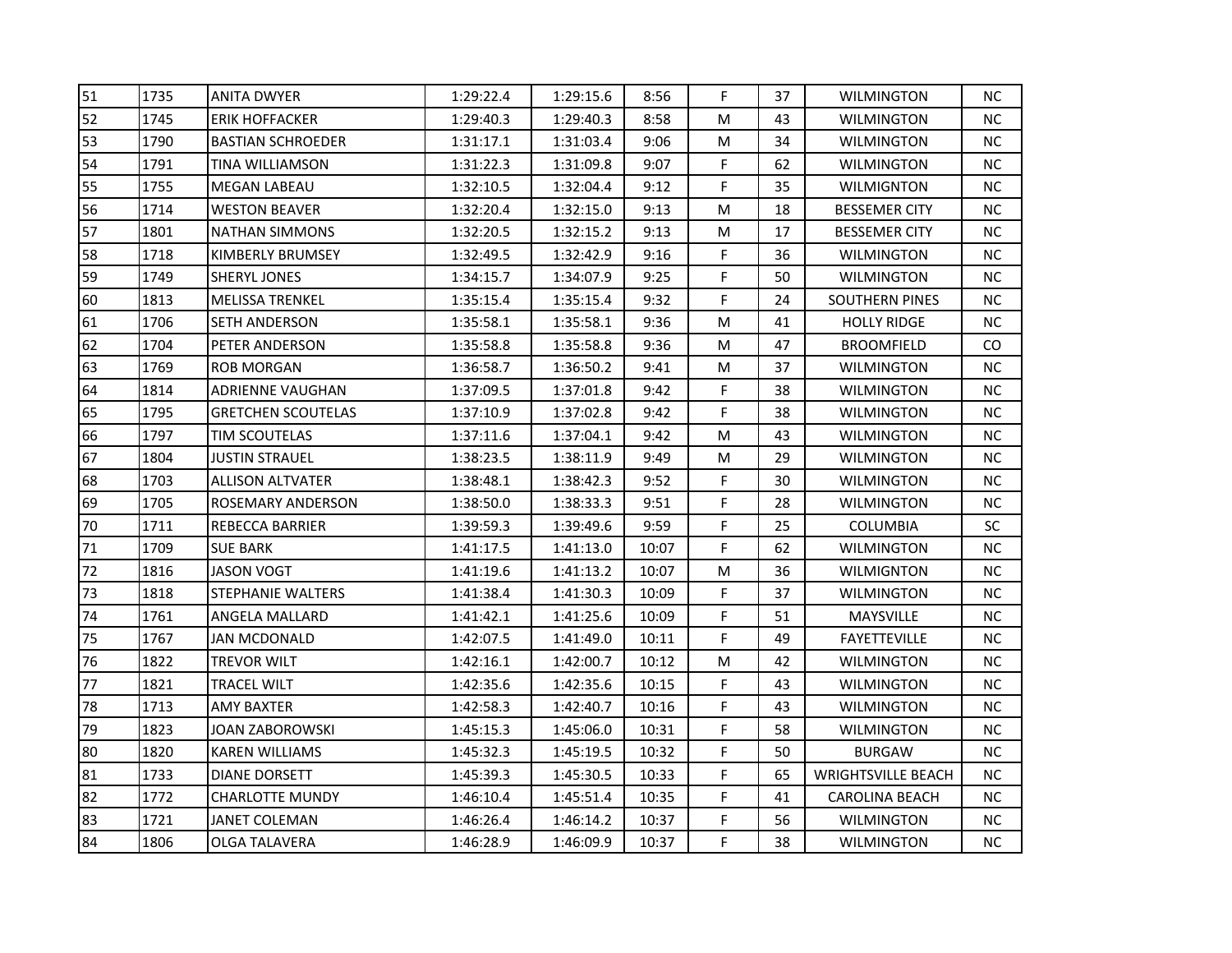| | | | | | | | | | |
|---|---|---|---|---|---|---|---|---|---|
| 51 | 1735 | ANITA DWYER | 1:29:22.4 | 1:29:15.6 | 8:56 | F | 37 | WILMINGTON | NC |
| 52 | 1745 | ERIK HOFFACKER | 1:29:40.3 | 1:29:40.3 | 8:58 | M | 43 | WILMINGTON | NC |
| 53 | 1790 | BASTIAN SCHROEDER | 1:31:17.1 | 1:31:03.4 | 9:06 | M | 34 | WILMINGTON | NC |
| 54 | 1791 | TINA WILLIAMSON | 1:31:22.3 | 1:31:09.8 | 9:07 | F | 62 | WILMINGTON | NC |
| 55 | 1755 | MEGAN LABEAU | 1:32:10.5 | 1:32:04.4 | 9:12 | F | 35 | WILMIGNTON | NC |
| 56 | 1714 | WESTON BEAVER | 1:32:20.4 | 1:32:15.0 | 9:13 | M | 18 | BESSEMER CITY | NC |
| 57 | 1801 | NATHAN SIMMONS | 1:32:20.5 | 1:32:15.2 | 9:13 | M | 17 | BESSEMER CITY | NC |
| 58 | 1718 | KIMBERLY BRUMSEY | 1:32:49.5 | 1:32:42.9 | 9:16 | F | 36 | WILMINGTON | NC |
| 59 | 1749 | SHERYL JONES | 1:34:15.7 | 1:34:07.9 | 9:25 | F | 50 | WILMINGTON | NC |
| 60 | 1813 | MELISSA TRENKEL | 1:35:15.4 | 1:35:15.4 | 9:32 | F | 24 | SOUTHERN PINES | NC |
| 61 | 1706 | SETH ANDERSON | 1:35:58.1 | 1:35:58.1 | 9:36 | M | 41 | HOLLY RIDGE | NC |
| 62 | 1704 | PETER ANDERSON | 1:35:58.8 | 1:35:58.8 | 9:36 | M | 47 | BROOMFIELD | CO |
| 63 | 1769 | ROB MORGAN | 1:36:58.7 | 1:36:50.2 | 9:41 | M | 37 | WILMINGTON | NC |
| 64 | 1814 | ADRIENNE VAUGHAN | 1:37:09.5 | 1:37:01.8 | 9:42 | F | 38 | WILMINGTON | NC |
| 65 | 1795 | GRETCHEN SCOUTELAS | 1:37:10.9 | 1:37:02.8 | 9:42 | F | 38 | WILMINGTON | NC |
| 66 | 1797 | TIM SCOUTELAS | 1:37:11.6 | 1:37:04.1 | 9:42 | M | 43 | WILMINGTON | NC |
| 67 | 1804 | JUSTIN STRAUEL | 1:38:23.5 | 1:38:11.9 | 9:49 | M | 29 | WILMINGTON | NC |
| 68 | 1703 | ALLISON ALTVATER | 1:38:48.1 | 1:38:42.3 | 9:52 | F | 30 | WILMINGTON | NC |
| 69 | 1705 | ROSEMARY ANDERSON | 1:38:50.0 | 1:38:33.3 | 9:51 | F | 28 | WILMINGTON | NC |
| 70 | 1711 | REBECCA BARRIER | 1:39:59.3 | 1:39:49.6 | 9:59 | F | 25 | COLUMBIA | SC |
| 71 | 1709 | SUE BARK | 1:41:17.5 | 1:41:13.0 | 10:07 | F | 62 | WILMINGTON | NC |
| 72 | 1816 | JASON VOGT | 1:41:19.6 | 1:41:13.2 | 10:07 | M | 36 | WILMIGNTON | NC |
| 73 | 1818 | STEPHANIE WALTERS | 1:41:38.4 | 1:41:30.3 | 10:09 | F | 37 | WILMINGTON | NC |
| 74 | 1761 | ANGELA MALLARD | 1:41:42.1 | 1:41:25.6 | 10:09 | F | 51 | MAYSVILLE | NC |
| 75 | 1767 | JAN MCDONALD | 1:42:07.5 | 1:41:49.0 | 10:11 | F | 49 | FAYETTEVILLE | NC |
| 76 | 1822 | TREVOR WILT | 1:42:16.1 | 1:42:00.7 | 10:12 | M | 42 | WILMINGTON | NC |
| 77 | 1821 | TRACEL WILT | 1:42:35.6 | 1:42:35.6 | 10:15 | F | 43 | WILMINGTON | NC |
| 78 | 1713 | AMY BAXTER | 1:42:58.3 | 1:42:40.7 | 10:16 | F | 43 | WILMINGTON | NC |
| 79 | 1823 | JOAN ZABOROWSKI | 1:45:15.3 | 1:45:06.0 | 10:31 | F | 58 | WILMINGTON | NC |
| 80 | 1820 | KAREN WILLIAMS | 1:45:32.3 | 1:45:19.5 | 10:32 | F | 50 | BURGAW | NC |
| 81 | 1733 | DIANE DORSETT | 1:45:39.3 | 1:45:30.5 | 10:33 | F | 65 | WRIGHTSVILLE BEACH | NC |
| 82 | 1772 | CHARLOTTE MUNDY | 1:46:10.4 | 1:45:51.4 | 10:35 | F | 41 | CAROLINA BEACH | NC |
| 83 | 1721 | JANET COLEMAN | 1:46:26.4 | 1:46:14.2 | 10:37 | F | 56 | WILMINGTON | NC |
| 84 | 1806 | OLGA TALAVERA | 1:46:28.9 | 1:46:09.9 | 10:37 | F | 38 | WILMINGTON | NC |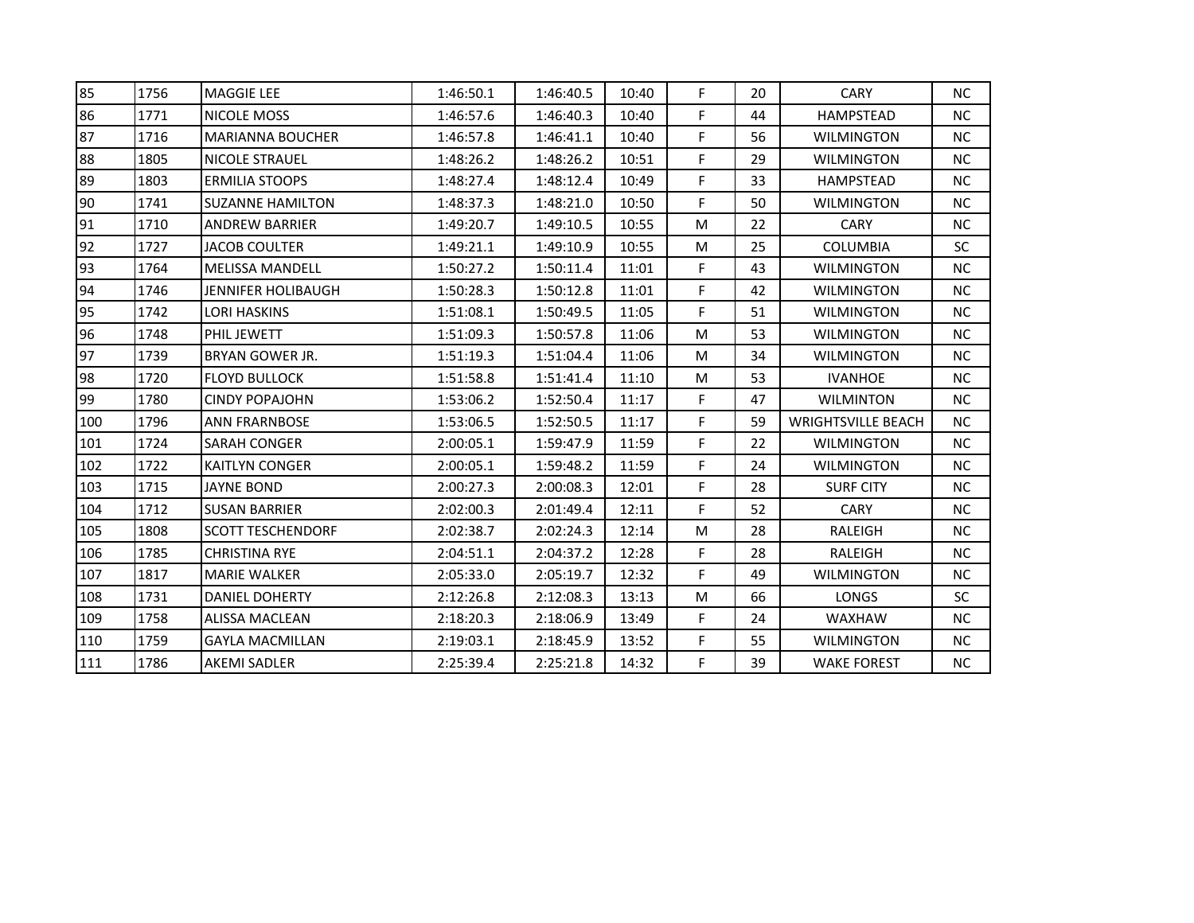| | | | | | | | | | |
|---|---|---|---|---|---|---|---|---|---|
| 85 | 1756 | MAGGIE LEE | 1:46:50.1 | 1:46:40.5 | 10:40 | F | 20 | CARY | NC |
| 86 | 1771 | NICOLE MOSS | 1:46:57.6 | 1:46:40.3 | 10:40 | F | 44 | HAMPSTEAD | NC |
| 87 | 1716 | MARIANNA BOUCHER | 1:46:57.8 | 1:46:41.1 | 10:40 | F | 56 | WILMINGTON | NC |
| 88 | 1805 | NICOLE STRAUEL | 1:48:26.2 | 1:48:26.2 | 10:51 | F | 29 | WILMINGTON | NC |
| 89 | 1803 | ERMILIA STOOPS | 1:48:27.4 | 1:48:12.4 | 10:49 | F | 33 | HAMPSTEAD | NC |
| 90 | 1741 | SUZANNE HAMILTON | 1:48:37.3 | 1:48:21.0 | 10:50 | F | 50 | WILMINGTON | NC |
| 91 | 1710 | ANDREW BARRIER | 1:49:20.7 | 1:49:10.5 | 10:55 | M | 22 | CARY | NC |
| 92 | 1727 | JACOB COULTER | 1:49:21.1 | 1:49:10.9 | 10:55 | M | 25 | COLUMBIA | SC |
| 93 | 1764 | MELISSA MANDELL | 1:50:27.2 | 1:50:11.4 | 11:01 | F | 43 | WILMINGTON | NC |
| 94 | 1746 | JENNIFER HOLIBAUGH | 1:50:28.3 | 1:50:12.8 | 11:01 | F | 42 | WILMINGTON | NC |
| 95 | 1742 | LORI HASKINS | 1:51:08.1 | 1:50:49.5 | 11:05 | F | 51 | WILMINGTON | NC |
| 96 | 1748 | PHIL JEWETT | 1:51:09.3 | 1:50:57.8 | 11:06 | M | 53 | WILMINGTON | NC |
| 97 | 1739 | BRYAN GOWER JR. | 1:51:19.3 | 1:51:04.4 | 11:06 | M | 34 | WILMINGTON | NC |
| 98 | 1720 | FLOYD BULLOCK | 1:51:58.8 | 1:51:41.4 | 11:10 | M | 53 | IVANHOE | NC |
| 99 | 1780 | CINDY POPAJOHN | 1:53:06.2 | 1:52:50.4 | 11:17 | F | 47 | WILMINTON | NC |
| 100 | 1796 | ANN FRARNBOSE | 1:53:06.5 | 1:52:50.5 | 11:17 | F | 59 | WRIGHTSVILLE BEACH | NC |
| 101 | 1724 | SARAH CONGER | 2:00:05.1 | 1:59:47.9 | 11:59 | F | 22 | WILMINGTON | NC |
| 102 | 1722 | KAITLYN CONGER | 2:00:05.1 | 1:59:48.2 | 11:59 | F | 24 | WILMINGTON | NC |
| 103 | 1715 | JAYNE BOND | 2:00:27.3 | 2:00:08.3 | 12:01 | F | 28 | SURF CITY | NC |
| 104 | 1712 | SUSAN BARRIER | 2:02:00.3 | 2:01:49.4 | 12:11 | F | 52 | CARY | NC |
| 105 | 1808 | SCOTT TESCHENDORF | 2:02:38.7 | 2:02:24.3 | 12:14 | M | 28 | RALEIGH | NC |
| 106 | 1785 | CHRISTINA RYE | 2:04:51.1 | 2:04:37.2 | 12:28 | F | 28 | RALEIGH | NC |
| 107 | 1817 | MARIE WALKER | 2:05:33.0 | 2:05:19.7 | 12:32 | F | 49 | WILMINGTON | NC |
| 108 | 1731 | DANIEL DOHERTY | 2:12:26.8 | 2:12:08.3 | 13:13 | M | 66 | LONGS | SC |
| 109 | 1758 | ALISSA MACLEAN | 2:18:20.3 | 2:18:06.9 | 13:49 | F | 24 | WAXHAW | NC |
| 110 | 1759 | GAYLA MACMILLAN | 2:19:03.1 | 2:18:45.9 | 13:52 | F | 55 | WILMINGTON | NC |
| 111 | 1786 | AKEMI SADLER | 2:25:39.4 | 2:25:21.8 | 14:32 | F | 39 | WAKE FOREST | NC |